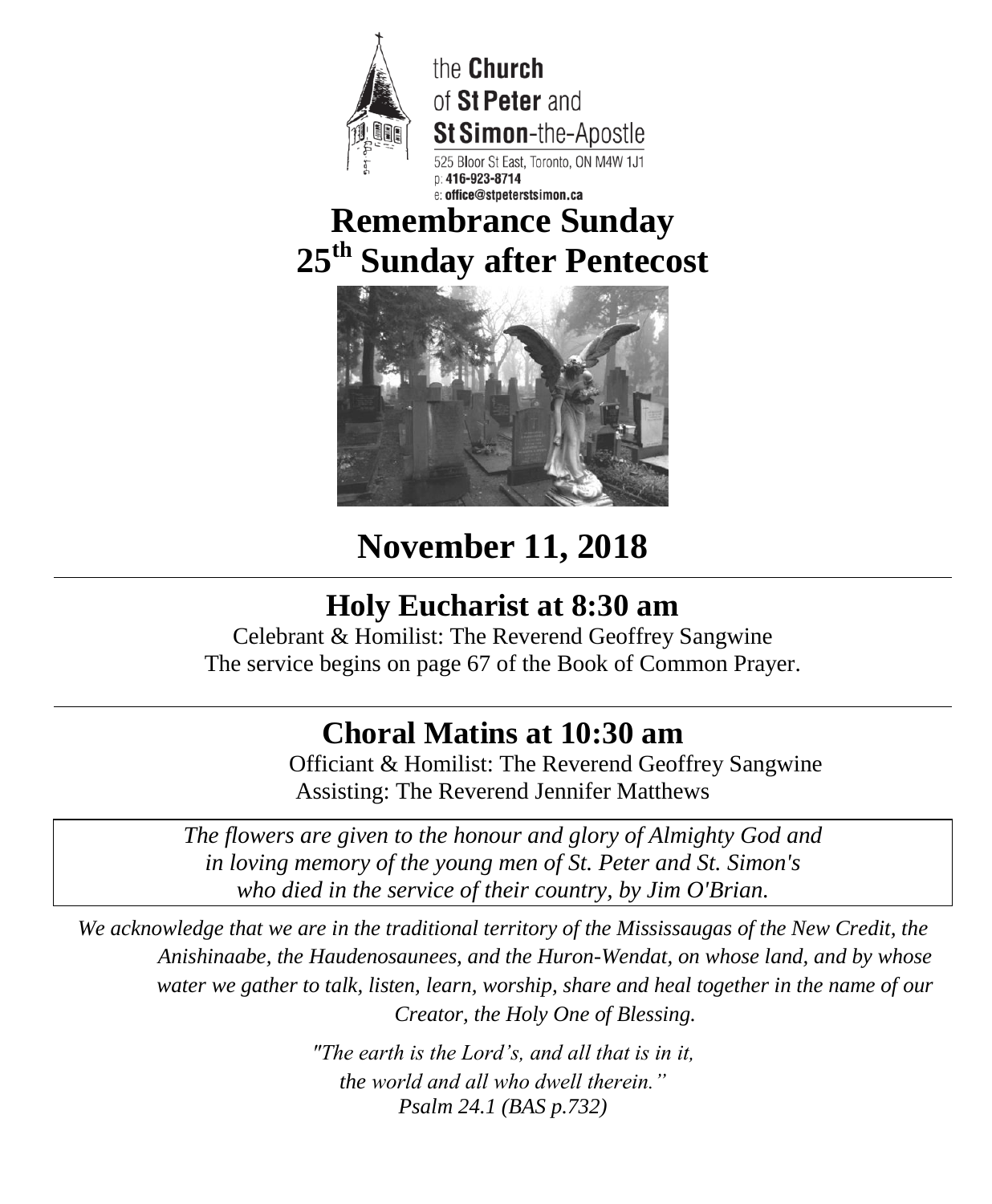the **Church** of **St Peter** and **St Simon**-the-Apostle

525 Bloor St East, Toronto, ON M4W 1J1
p: **416-923-8714**
e: **office@stpeterstsimon.ca**

# Remembrance Sunday
# 25th Sunday after Pentecost

# November 11, 2018

---

## Holy Eucharist at 8:30 am

Celebrant & Homilist: The Reverend Geoffrey Sangwine
The service begins on page 67 of the Book of Common Prayer.

---

## Choral Matins at 10:30 am

Officiant & Homilist: The Reverend Geoffrey Sangwine
Assisting: The Reverend Jennifer Matthews

*The flowers are given to the honour and glory of Almighty God and in loving memory of the young men of St. Peter and St. Simon's who died in the service of their country, by Jim O'Brian.*

*We acknowledge that we are in the traditional territory of the Mississaugas of the New Credit, the Anishinaabe, the Haudenosaunees, and the Huron-Wendat, on whose land, and by whose water we gather to talk, listen, learn, worship, share and heal together in the name of our Creator, the Holy One of Blessing.*

*"The earth is the Lord's, and all that is in it,*
*the world and all who dwell therein."*
*Psalm 24.1 (BAS p.732)*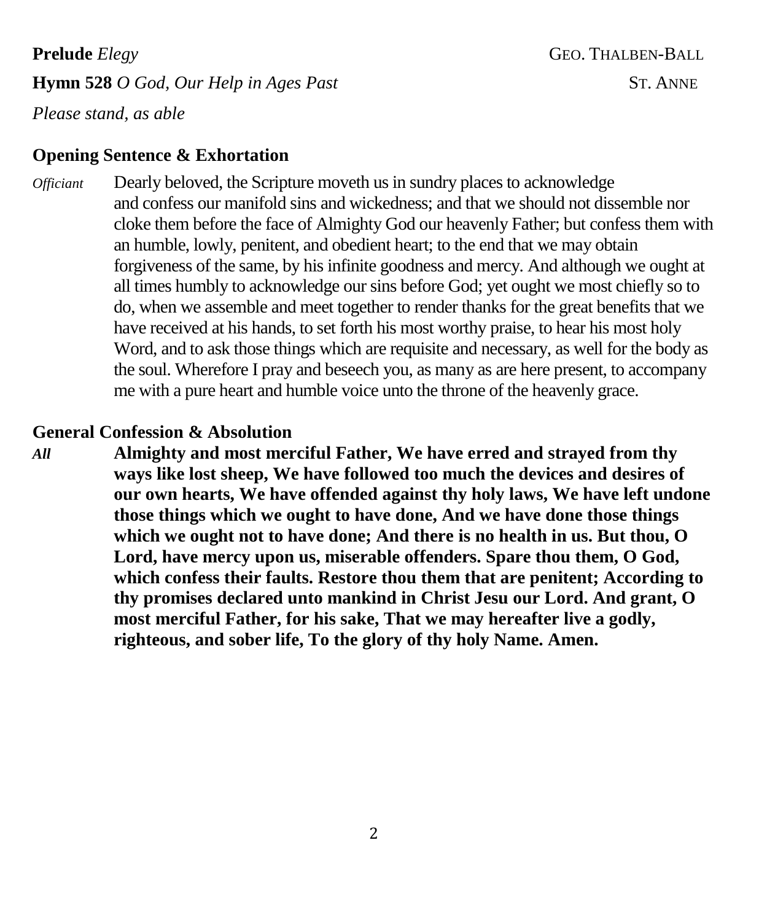**Prelude** *Elegy* GEO. THALBEN-BALL

**Hymn 528** *O God, Our Help in Ages Past* ST. ANNE

*Please stand, as able*

**Opening Sentence & Exhortation**

*Officiant* Dearly beloved, the Scripture moveth us in sundry places to acknowledge and confess our manifold sins and wickedness; and that we should not dissemble nor cloke them before the face of Almighty God our heavenly Father; but confess them with an humble, lowly, penitent, and obedient heart; to the end that we may obtain forgiveness of the same, by his infinite goodness and mercy. And although we ought at all times humbly to acknowledge our sins before God; yet ought we most chiefly so to do, when we assemble and meet together to render thanks for the great benefits that we have received at his hands, to set forth his most worthy praise, to hear his most holy Word, and to ask those things which are requisite and necessary, as well for the body as the soul. Wherefore I pray and beseech you, as many as are here present, to accompany me with a pure heart and humble voice unto the throne of the heavenly grace.

**General Confession & Absolution**

***All*** **Almighty and most merciful Father, We have erred and strayed from thy ways like lost sheep, We have followed too much the devices and desires of our own hearts, We have offended against thy holy laws, We have left undone those things which we ought to have done, And we have done those things which we ought not to have done; And there is no health in us. But thou, O Lord, have mercy upon us, miserable offenders. Spare thou them, O God, which confess their faults. Restore thou them that are penitent; According to thy promises declared unto mankind in Christ Jesu our Lord. And grant, O most merciful Father, for his sake, That we may hereafter live a godly, righteous, and sober life, To the glory of thy holy Name. Amen.**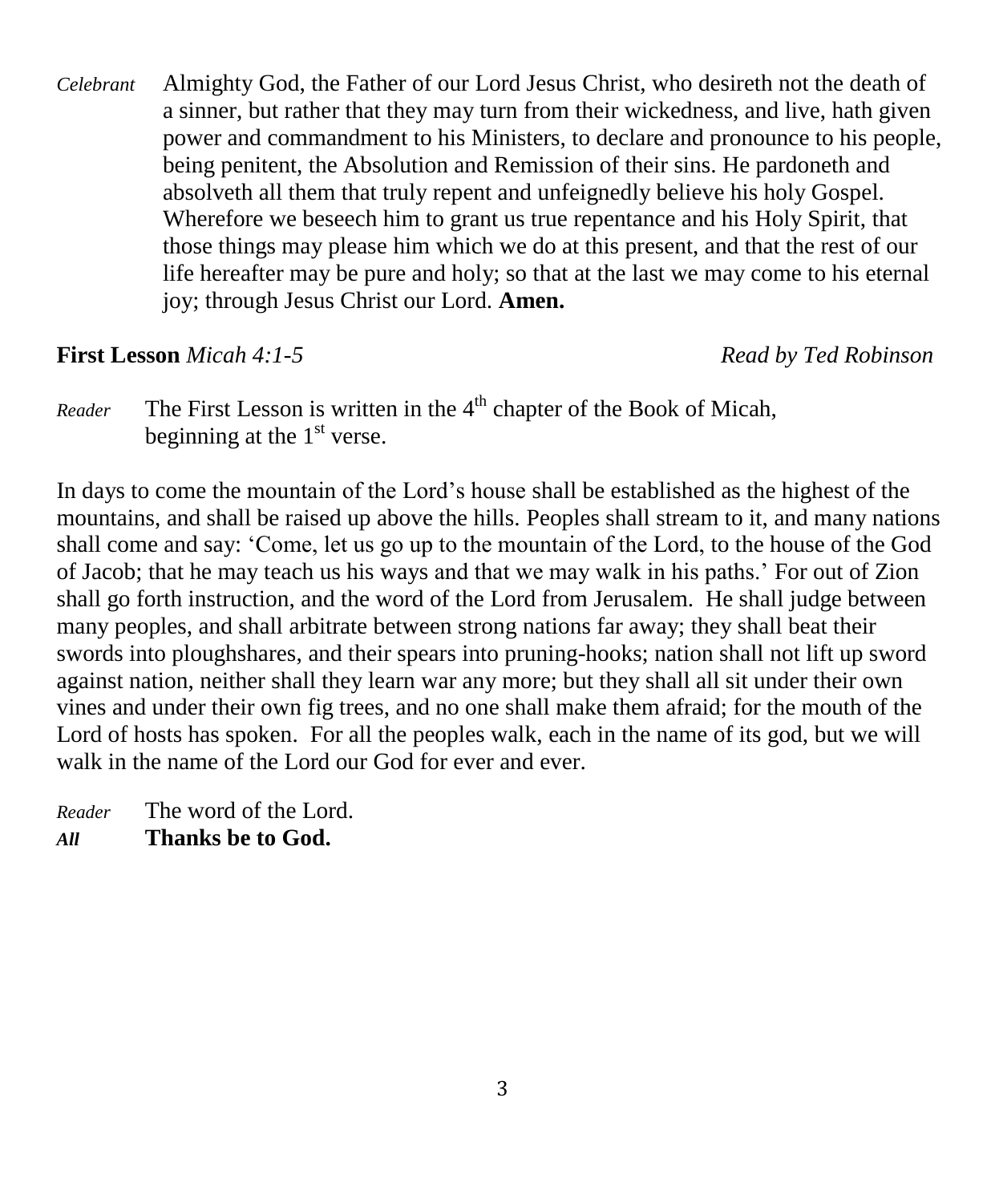*Celebrant* Almighty God, the Father of our Lord Jesus Christ, who desireth not the death of a sinner, but rather that they may turn from their wickedness, and live, hath given power and commandment to his Ministers, to declare and pronounce to his people, being penitent, the Absolution and Remission of their sins. He pardoneth and absolveth all them that truly repent and unfeignedly believe his holy Gospel. Wherefore we beseech him to grant us true repentance and his Holy Spirit, that those things may please him which we do at this present, and that the rest of our life hereafter may be pure and holy; so that at the last we may come to his eternal joy; through Jesus Christ our Lord. **Amen.**

**First Lesson** *Micah 4:1-5* *Read by Ted Robinson*

*Reader* The First Lesson is written in the 4th chapter of the Book of Micah, beginning at the 1st verse.

In days to come the mountain of the Lord's house shall be established as the highest of the mountains, and shall be raised up above the hills. Peoples shall stream to it, and many nations shall come and say: 'Come, let us go up to the mountain of the Lord, to the house of the God of Jacob; that he may teach us his ways and that we may walk in his paths.' For out of Zion shall go forth instruction, and the word of the Lord from Jerusalem. He shall judge between many peoples, and shall arbitrate between strong nations far away; they shall beat their swords into ploughshares, and their spears into pruning-hooks; nation shall not lift up sword against nation, neither shall they learn war any more; but they shall all sit under their own vines and under their own fig trees, and no one shall make them afraid; for the mouth of the Lord of hosts has spoken. For all the peoples walk, each in the name of its god, but we will walk in the name of the Lord our God for ever and ever.

*Reader* The word of the Lord.
***All*** **Thanks be to God.**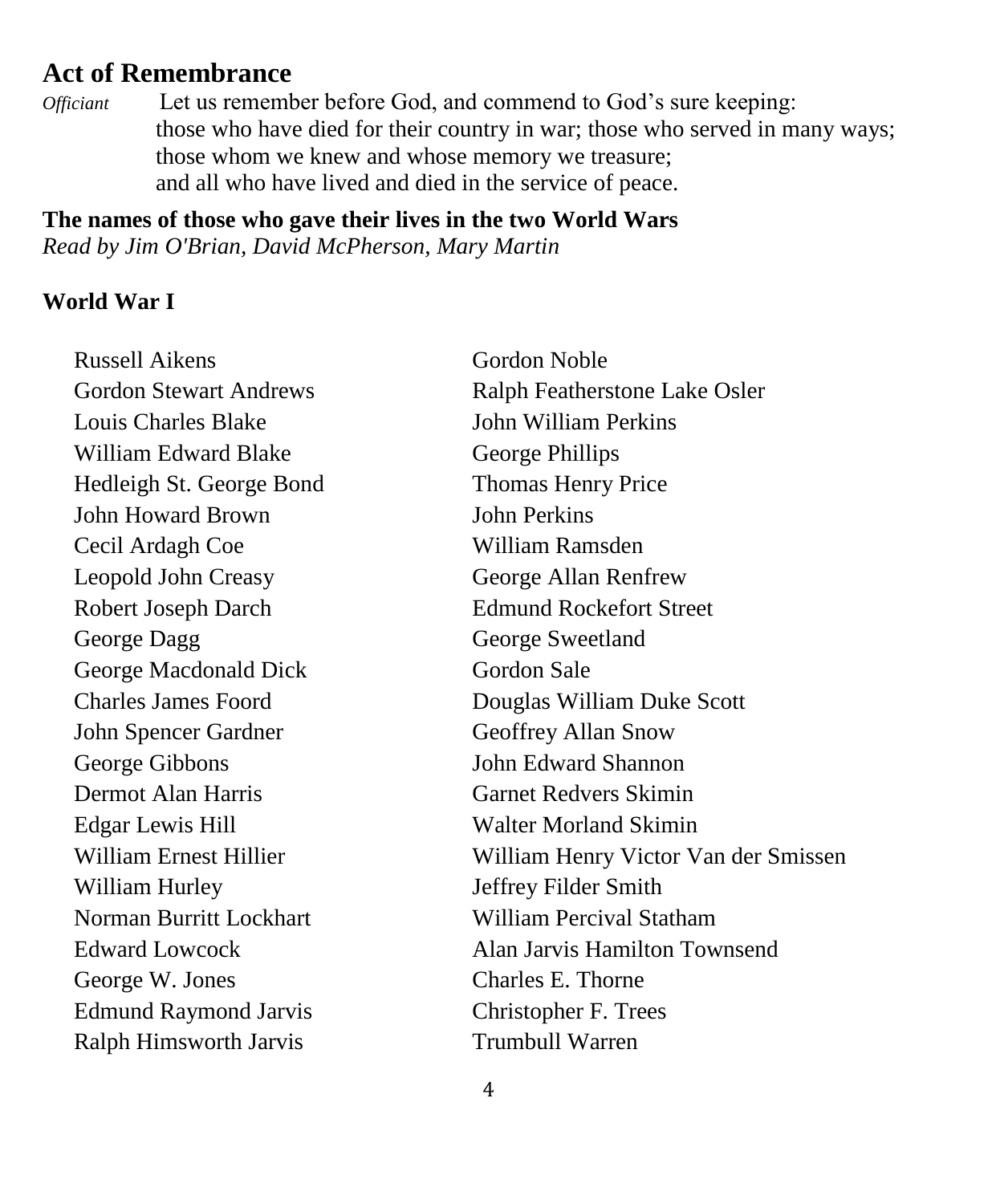## Act of Remembrance

*Officiant* Let us remember before God, and commend to God's sure keeping:
those who have died for their country in war; those who served in many ways;
those whom we knew and whose memory we treasure;
and all who have lived and died in the service of peace.

**The names of those who gave their lives in the two World Wars**
*Read by Jim O'Brian, David McPherson, Mary Martin*

**World War I**

Russell Aikens
Gordon Stewart Andrews
Louis Charles Blake
William Edward Blake
Hedleigh St. George Bond
John Howard Brown
Cecil Ardagh Coe
Leopold John Creasy
Robert Joseph Darch
George Dagg
George Macdonald Dick
Charles James Foord
John Spencer Gardner
George Gibbons
Dermot Alan Harris
Edgar Lewis Hill
William Ernest Hillier
William Hurley
Norman Burritt Lockhart
Edward Lowcock
George W. Jones
Edmund Raymond Jarvis
Ralph Himsworth Jarvis
Gordon Noble
Ralph Featherstone Lake Osler
John William Perkins
George Phillips
Thomas Henry Price
John Perkins
William Ramsden
George Allan Renfrew
Edmund Rockefort Street
George Sweetland
Gordon Sale
Douglas William Duke Scott
Geoffrey Allan Snow
John Edward Shannon
Garnet Redvers Skimin
Walter Morland Skimin
William Henry Victor Van der Smissen
Jeffrey Filder Smith
William Percival Statham
Alan Jarvis Hamilton Townsend
Charles E. Thorne
Christopher F. Trees
Trumbull Warren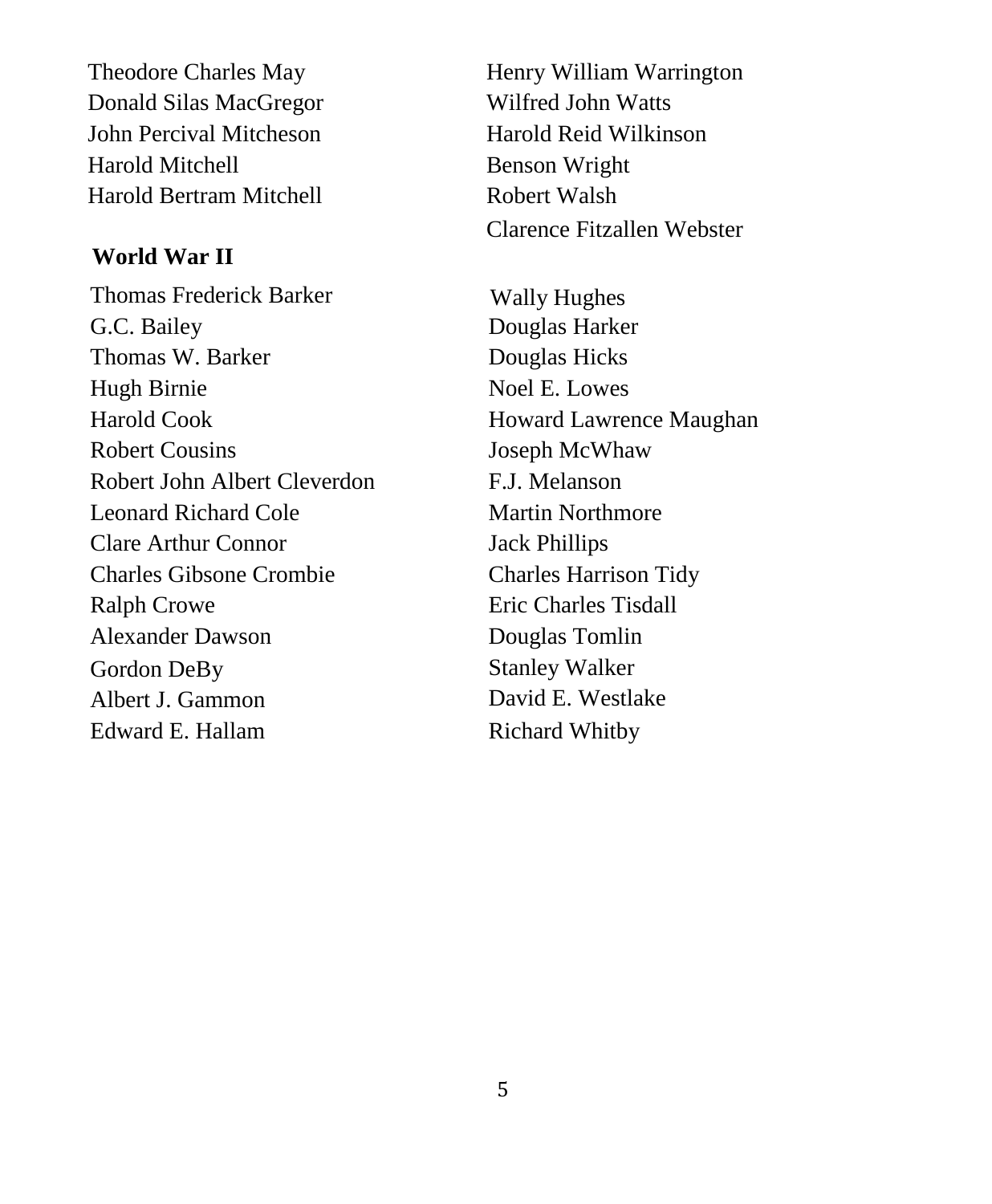Theodore Charles May
Donald Silas MacGregor
John Percival Mitcheson
Harold Mitchell
Harold Bertram Mitchell
Henry William Warrington
Wilfred John Watts
Harold Reid Wilkinson
Benson Wright
Robert Walsh
Clarence Fitzallen Webster

**World War II**

Thomas Frederick Barker
G.C. Bailey
Thomas W. Barker
Hugh Birnie
Harold Cook
Robert Cousins
Robert John Albert Cleverdon
Leonard Richard Cole
Clare Arthur Connor
Charles Gibsone Crombie
Ralph Crowe
Alexander Dawson
Gordon DeBy
Albert J. Gammon
Edward E. Hallam
Wally Hughes
Douglas Harker
Douglas Hicks
Noel E. Lowes
Howard Lawrence Maughan
Joseph McWhaw
F.J. Melanson
Martin Northmore
Jack Phillips
Charles Harrison Tidy
Eric Charles Tisdall
Douglas Tomlin
Stanley Walker
David E. Westlake
Richard Whitby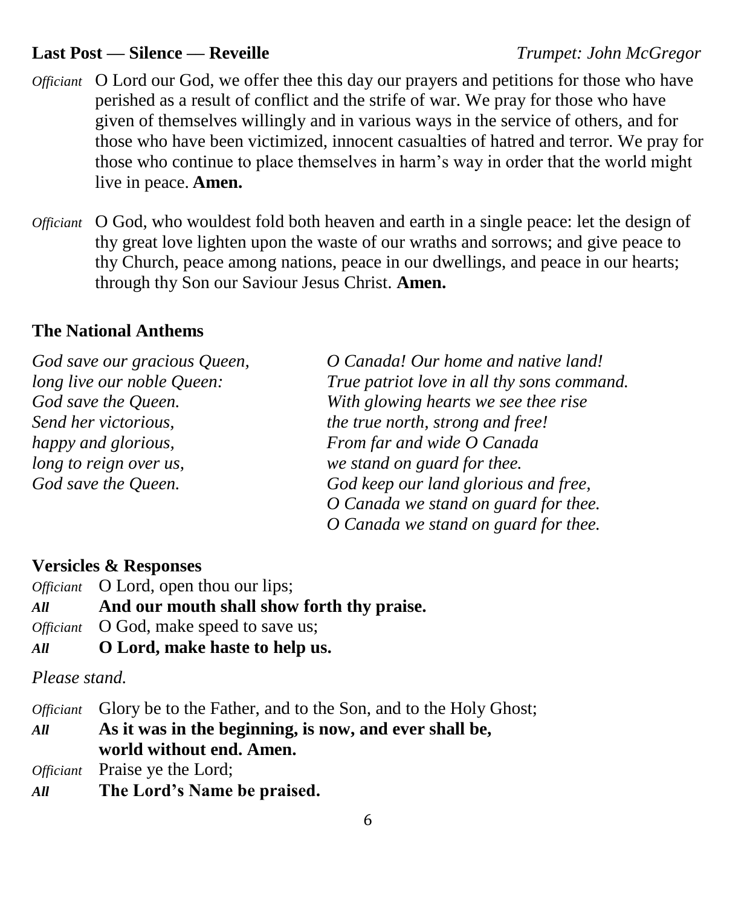**Last Post — Silence — Reveille** *Trumpet: John McGregor*

*Officiant* O Lord our God, we offer thee this day our prayers and petitions for those who have perished as a result of conflict and the strife of war. We pray for those who have given of themselves willingly and in various ways in the service of others, and for those who have been victimized, innocent casualties of hatred and terror. We pray for those who continue to place themselves in harm's way in order that the world might live in peace. **Amen.**

*Officiant* O God, who wouldest fold both heaven and earth in a single peace: let the design of thy great love lighten upon the waste of our wraths and sorrows; and give peace to thy Church, peace among nations, peace in our dwellings, and peace in our hearts; through thy Son our Saviour Jesus Christ. **Amen.**

### The National Anthems

*God save our gracious Queen,*
*long live our noble Queen:*
*God save the Queen.*
*Send her victorious,*
*happy and glorious,*
*long to reign over us,*
*God save the Queen.*

*O Canada! Our home and native land!*
*True patriot love in all thy sons command.*
*With glowing hearts we see thee rise*
*the true north, strong and free!*
*From far and wide O Canada*
*we stand on guard for thee.*
*God keep our land glorious and free,*
*O Canada we stand on guard for thee.*
*O Canada we stand on guard for thee.*

### Versicles & Responses

*Officiant* O Lord, open thou our lips;
***All*** **And our mouth shall show forth thy praise.**
*Officiant* O God, make speed to save us;
***All*** **O Lord, make haste to help us.**

*Please stand.*

*Officiant* Glory be to the Father, and to the Son, and to the Holy Ghost;
***All*** **As it was in the beginning, is now, and ever shall be, world without end. Amen.**
*Officiant* Praise ye the Lord;
***All*** **The Lord's Name be praised.**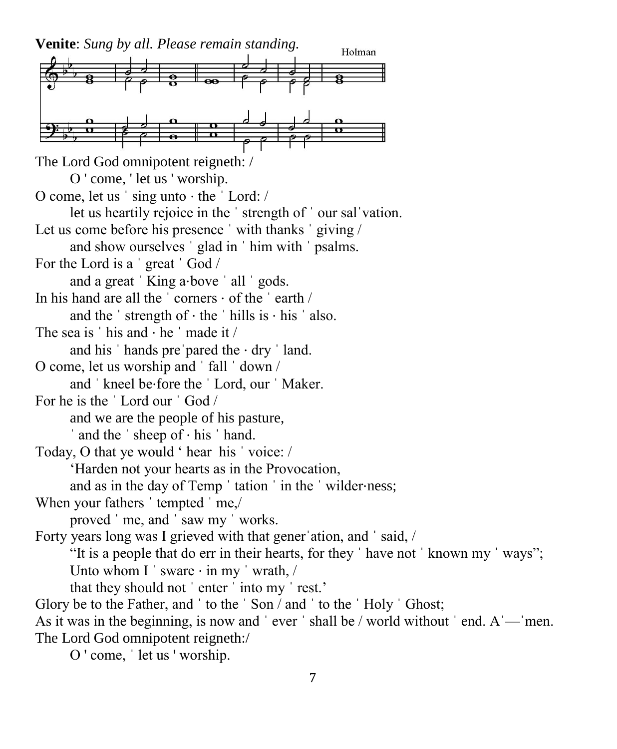**Venite**: *Sung by all. Please remain standing.*

Holman

The Lord God omnipotent reigneth: /
    O ' come, ' let us ' worship.
O come, let us ˈ sing unto · the ˈ Lord: /
    let us heartily rejoice in the ˈ strength of ˈ our salˈvation.
Let us come before his presence ˈ with thanks ˈ giving /
    and show ourselves ˈ glad in ˈ him with ˈ psalms.
For the Lord is a ˈ great ˈ God /
    and a great ˈ King a·bove ˈ all ˈ gods.
In his hand are all the ˈ corners · of the ˈ earth /
    and the ˈ strength of · the ˈ hills is · his ˈ also.
The sea is ˈ his and · he ˈ made it /
    and his ˈ hands preˈpared the · dry ˈ land.
O come, let us worship and ˈ fall ˈ down /
    and ˈ kneel be·fore the ˈ Lord, our ˈ Maker.
For he is the ˈ Lord our ˈ God /
    and we are the people of his pasture,
    ˈ and the ˈ sheep of · his ˈ hand.
Today, O that ye would ' hear his ˈ voice: /
    'Harden not your hearts as in the Provocation,
    and as in the day of Temp ˈ tation ˈ in the ˈ wilder·ness;
When your fathers ˈ tempted ˈ me,/
    proved ˈ me, and ˈ saw my ˈ works.
Forty years long was I grieved with that generˈation, and ˈ said, /
    "It is a people that do err in their hearts, for they ˈ have not ˈ known my ˈ ways";
    Unto whom I ˈ sware · in my ˈ wrath, /
    that they should not ˈ enter ˈ into my ˈ rest.'
Glory be to the Father, and ˈ to the ˈ Son / and ˈ to the ˈ Holy ˈ Ghost;
As it was in the beginning, is now and ˈ ever ˈ shall be / world without ˈ end. Aˈ—ˈmen.
The Lord God omnipotent reigneth:/
    O ' come, ˈ let us ' worship.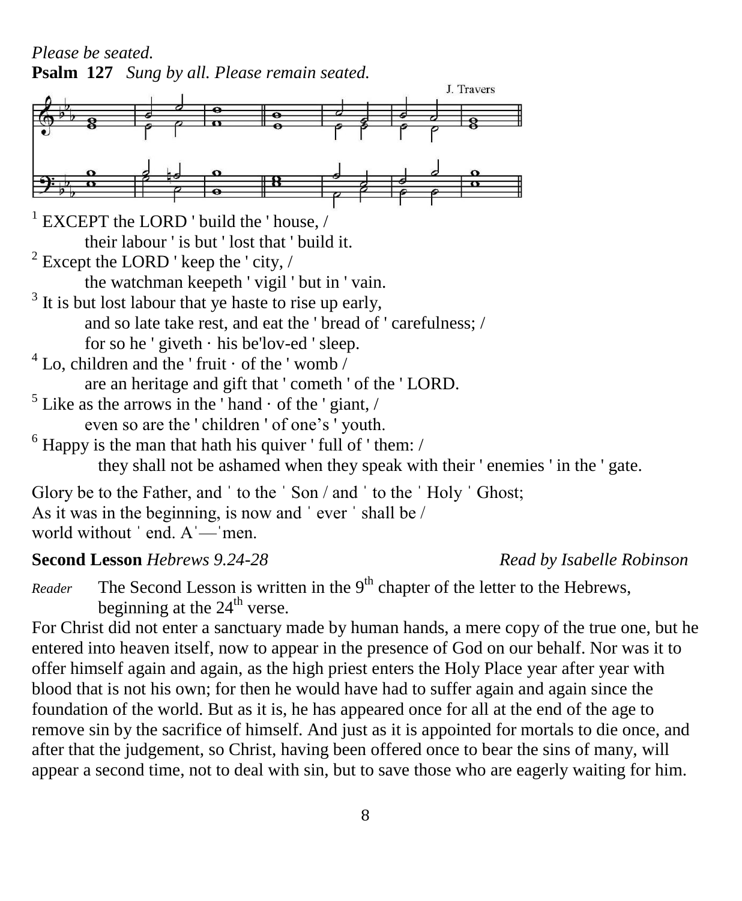*Please be seated.*

**Psalm 127** *Sung by all. Please remain seated.*

J. Travers

[1] EXCEPT the LORD ' build the ' house, /
their labour ' is but ' lost that ' build it.

[2] Except the LORD ' keep the ' city, /
the watchman keepeth ' vigil ' but in ' vain.

[3] It is but lost labour that ye haste to rise up early,
and so late take rest, and eat the ' bread of ' carefulness; /
for so he ' giveth · his be'lov-ed ' sleep.

[4] Lo, children and the ' fruit · of the ' womb /
are an heritage and gift that ' cometh ' of the ' LORD.

[5] Like as the arrows in the ' hand · of the ' giant, /
even so are the ' children ' of one's ' youth.

[6] Happy is the man that hath his quiver ' full of ' them: /
they shall not be ashamed when they speak with their ' enemies ' in the ' gate.

Glory be to the Father, and ˈ to the ˈ Son / and ˈ to the ˈ Holy ˈ Ghost;
As it was in the beginning, is now and ˈ ever ˈ shall be /
world without ˈ end. Aˈ—ˈmen.

**Second Lesson** *Hebrews 9.24-28* *Read by Isabelle Robinson*

*Reader* The Second Lesson is written in the 9th chapter of the letter to the Hebrews, beginning at the 24th verse.

For Christ did not enter a sanctuary made by human hands, a mere copy of the true one, but he entered into heaven itself, now to appear in the presence of God on our behalf. Nor was it to offer himself again and again, as the high priest enters the Holy Place year after year with blood that is not his own; for then he would have had to suffer again and again since the foundation of the world. But as it is, he has appeared once for all at the end of the age to remove sin by the sacrifice of himself. And just as it is appointed for mortals to die once, and after that the judgement, so Christ, having been offered once to bear the sins of many, will appear a second time, not to deal with sin, but to save those who are eagerly waiting for him.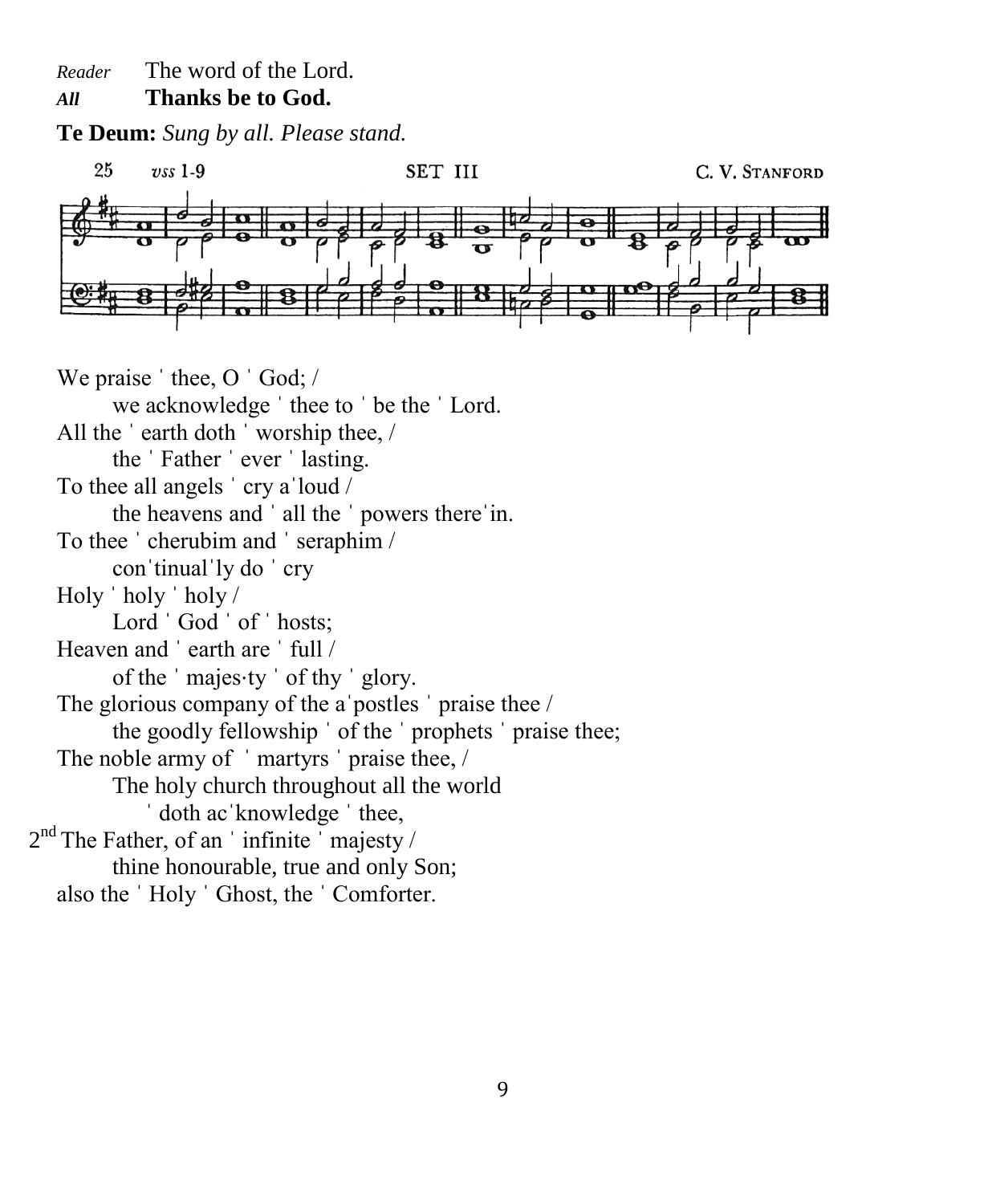*Reader* The word of the Lord.

***All*** **Thanks be to God.**

**Te Deum:** *Sung by all. Please stand.*

25 *vss* 1-9 SET III C. V. STANFORD

We praise ˈ thee, O ˈ God; /
we acknowledge ˈ thee to ˈ be the ˈ Lord.
All the ˈ earth doth ˈ worship thee, /
the ˈ Father ˈ ever ˈ lasting.
To thee all angels ˈ cry aˈloud /
the heavens and ˈ all the ˈ powers thereˈin.
To thee ˈ cherubim and ˈ seraphim /
conˈtinualˈly do ˈ cry
Holy ˈ holy ˈ holy /
Lord ˈ God ˈ of ˈ hosts;
Heaven and ˈ earth are ˈ full /
of the ˈ majes·ty ˈ of thy ˈ glory.
The glorious company of the aˈpostles ˈ praise thee /
the goodly fellowship ˈ of the ˈ prophets ˈ praise thee;
The noble army of ˈ martyrs ˈ praise thee, /
The holy church throughout all the world
ˈ doth acˈknowledge ˈ thee,
2nd The Father, of an ˈ infinite ˈ majesty /
thine honourable, true and only Son;
also the ˈ Holy ˈ Ghost, the ˈ Comforter.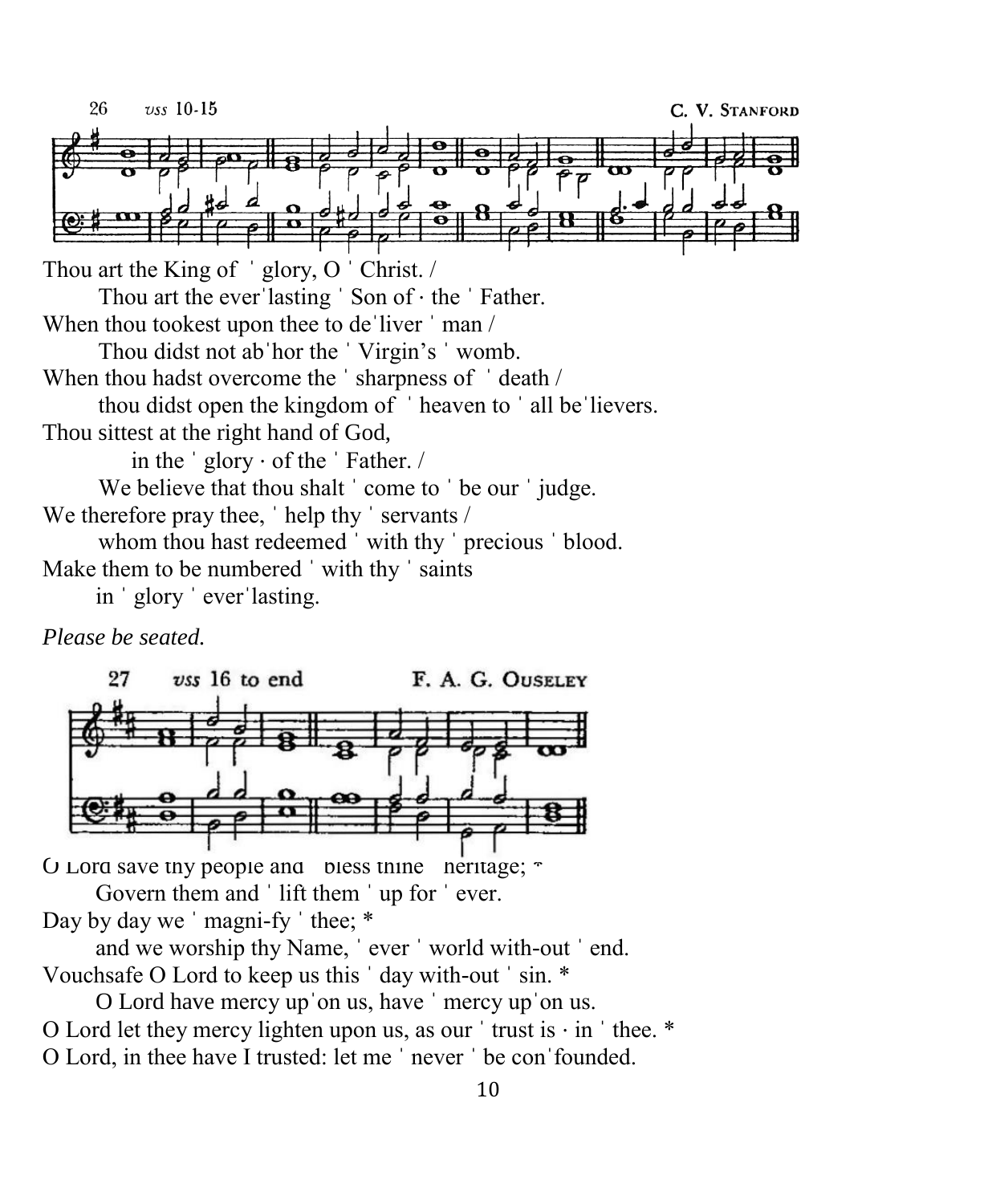26 *vss* 10-15 C. V. STANFORD

Thou art the King of ˈ glory, O ˈ Christ. /
Thou art the everˈlasting ˈ Son of · the ˈ Father.
When thou tookest upon thee to deˈliver ˈ man /
Thou didst not abˈhor the ˈ Virgin's ˈ womb.
When thou hadst overcome the ˈ sharpness of ˈ death /
thou didst open the kingdom of ˈ heaven to ˈ all beˈlievers.
Thou sittest at the right hand of God,
in the ˈ glory · of the ˈ Father. /
We believe that thou shalt ˈ come to ˈ be our ˈ judge.
We therefore pray thee, ˈ help thy ˈ servants /
whom thou hast redeemed ˈ with thy ˈ precious ˈ blood.
Make them to be numbered ˈ with thy ˈ saints
in ˈ glory ˈ everˈlasting.

*Please be seated.*

27 *vss* 16 to end F. A. G. OUSELEY

O Lord save thy people and ˈ bless thine ˈ heritage; *
Govern them and ˈ lift them ˈ up for ˈ ever.
Day by day we ˈ magni-fy ˈ thee; *
and we worship thy Name, ˈ ever ˈ world with-out ˈ end.
Vouchsafe O Lord to keep us this ˈ day with-out ˈ sin. *
O Lord have mercy upˈon us, have ˈ mercy upˈon us.
O Lord let they mercy lighten upon us, as our ˈ trust is · in ˈ thee. *
O Lord, in thee have I trusted: let me ˈ never ˈ be conˈfounded.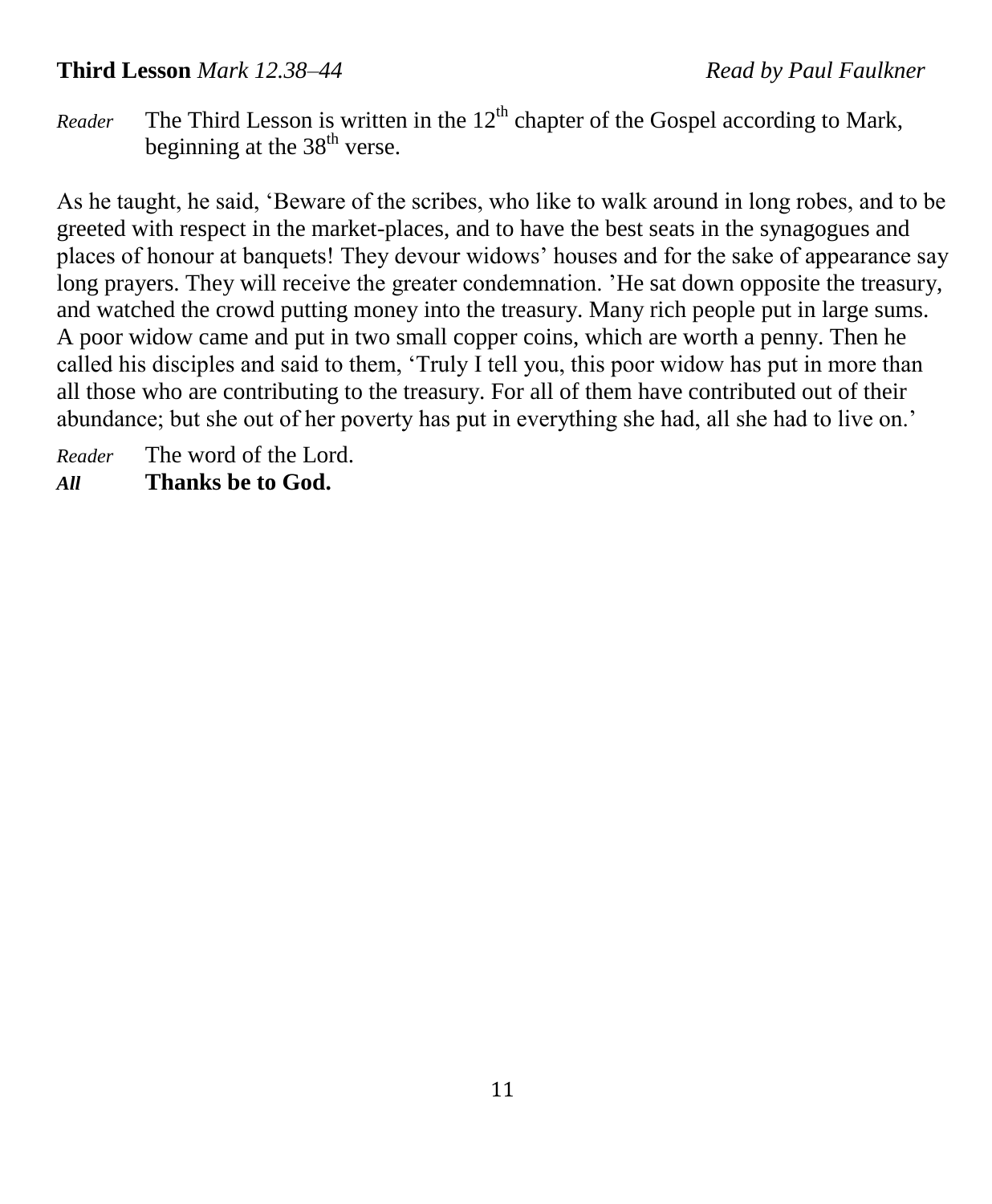**Third Lesson** *Mark 12.38–44* *Read by Paul Faulkner*

*Reader* The Third Lesson is written in the 12th chapter of the Gospel according to Mark, beginning at the 38th verse.

As he taught, he said, 'Beware of the scribes, who like to walk around in long robes, and to be greeted with respect in the market-places, and to have the best seats in the synagogues and places of honour at banquets! They devour widows' houses and for the sake of appearance say long prayers. They will receive the greater condemnation. 'He sat down opposite the treasury, and watched the crowd putting money into the treasury. Many rich people put in large sums. A poor widow came and put in two small copper coins, which are worth a penny. Then he called his disciples and said to them, 'Truly I tell you, this poor widow has put in more than all those who are contributing to the treasury. For all of them have contributed out of their abundance; but she out of her poverty has put in everything she had, all she had to live on.'

*Reader* The word of the Lord.
***All*** **Thanks be to God.**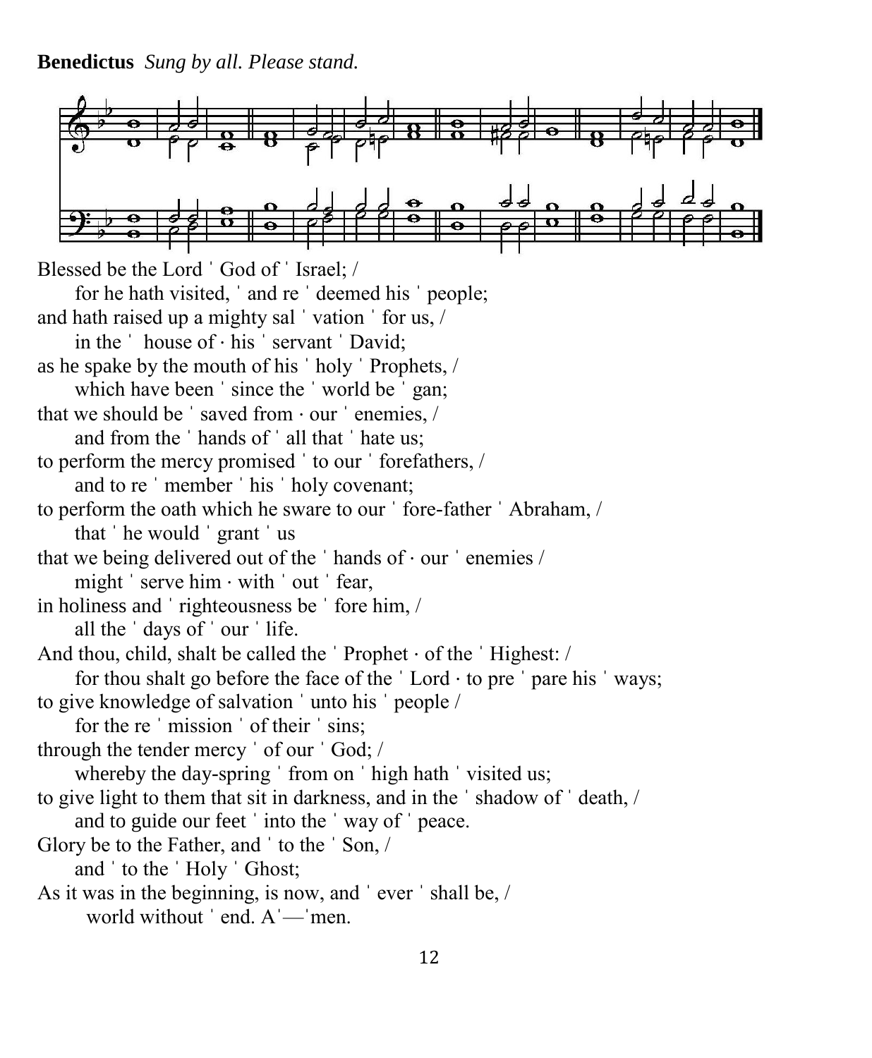**Benedictus** *Sung by all. Please stand.*

Blessed be the Lord ˈ God of ˈ Israel; /
  for he hath visited, ˈ and re ˈ deemed his ˈ people;
and hath raised up a mighty sal ˈ vation ˈ for us, /
  in the ˈ house of · his ˈ servant ˈ David;
as he spake by the mouth of his ˈ holy ˈ Prophets, /
  which have been ˈ since the ˈ world be ˈ gan;
that we should be ˈ saved from · our ˈ enemies, /
  and from the ˈ hands of ˈ all that ˈ hate us;
to perform the mercy promised ˈ to our ˈ forefathers, /
  and to re ˈ member ˈ his ˈ holy covenant;
to perform the oath which he sware to our ˈ fore-father ˈ Abraham, /
  that ˈ he would ˈ grant ˈ us
that we being delivered out of the ˈ hands of · our ˈ enemies /
  might ˈ serve him · with ˈ out ˈ fear,
in holiness and ˈ righteousness be ˈ fore him, /
  all the ˈ days of ˈ our ˈ life.
And thou, child, shalt be called the ˈ Prophet · of the ˈ Highest: /
  for thou shalt go before the face of the ˈ Lord · to pre ˈ pare his ˈ ways;
to give knowledge of salvation ˈ unto his ˈ people /
  for the re ˈ mission ˈ of their ˈ sins;
through the tender mercy ˈ of our ˈ God; /
  whereby the day-spring ˈ from on ˈ high hath ˈ visited us;
to give light to them that sit in darkness, and in the ˈ shadow of ˈ death, /
  and to guide our feet ˈ into the ˈ way of ˈ peace.
Glory be to the Father, and ˈ to the ˈ Son, /
  and ˈ to the ˈ Holy ˈ Ghost;
As it was in the beginning, is now, and ˈ ever ˈ shall be, /
  world without ˈ end. Aˈ—ˈmen.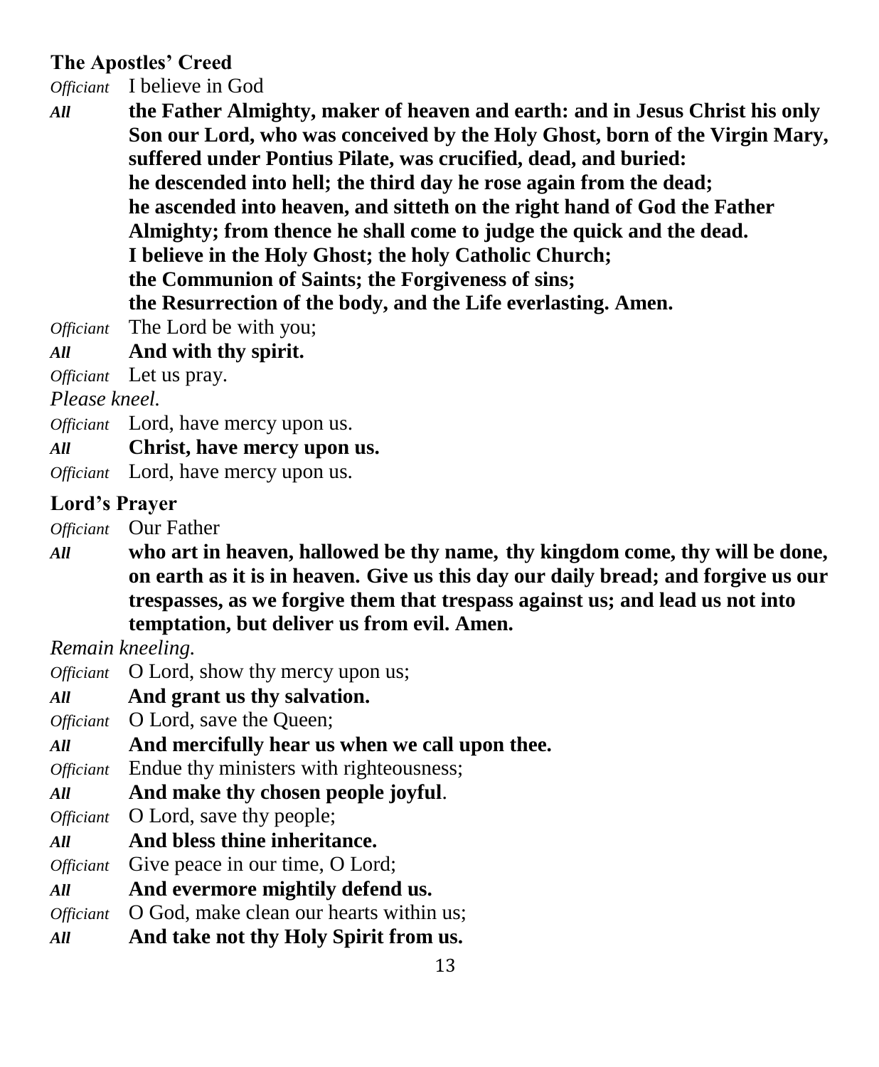### The Apostles' Creed

*Officiant* I believe in God

*All* **the Father Almighty, maker of heaven and earth: and in Jesus Christ his only Son our Lord, who was conceived by the Holy Ghost, born of the Virgin Mary, suffered under Pontius Pilate, was crucified, dead, and buried: he descended into hell; the third day he rose again from the dead; he ascended into heaven, and sitteth on the right hand of God the Father Almighty; from thence he shall come to judge the quick and the dead. I believe in the Holy Ghost; the holy Catholic Church; the Communion of Saints; the Forgiveness of sins; the Resurrection of the body, and the Life everlasting. Amen.**

*Officiant* The Lord be with you;

*All* **And with thy spirit.**

*Officiant* Let us pray.

*Please kneel.*

*Officiant* Lord, have mercy upon us.

*All* **Christ, have mercy upon us.**

*Officiant* Lord, have mercy upon us.

### Lord's Prayer

*Officiant* Our Father

*All* **who art in heaven, hallowed be thy name, thy kingdom come, thy will be done, on earth as it is in heaven. Give us this day our daily bread; and forgive us our trespasses, as we forgive them that trespass against us; and lead us not into temptation, but deliver us from evil. Amen.**

*Remain kneeling.*

*Officiant* O Lord, show thy mercy upon us;

*All* **And grant us thy salvation.**

*Officiant* O Lord, save the Queen;

*All* **And mercifully hear us when we call upon thee.**

*Officiant* Endue thy ministers with righteousness;

*All* **And make thy chosen people joyful**.

*Officiant* O Lord, save thy people;

*All* **And bless thine inheritance.**

*Officiant* Give peace in our time, O Lord;

*All* **And evermore mightily defend us.**

*Officiant* O God, make clean our hearts within us;

*All* **And take not thy Holy Spirit from us.**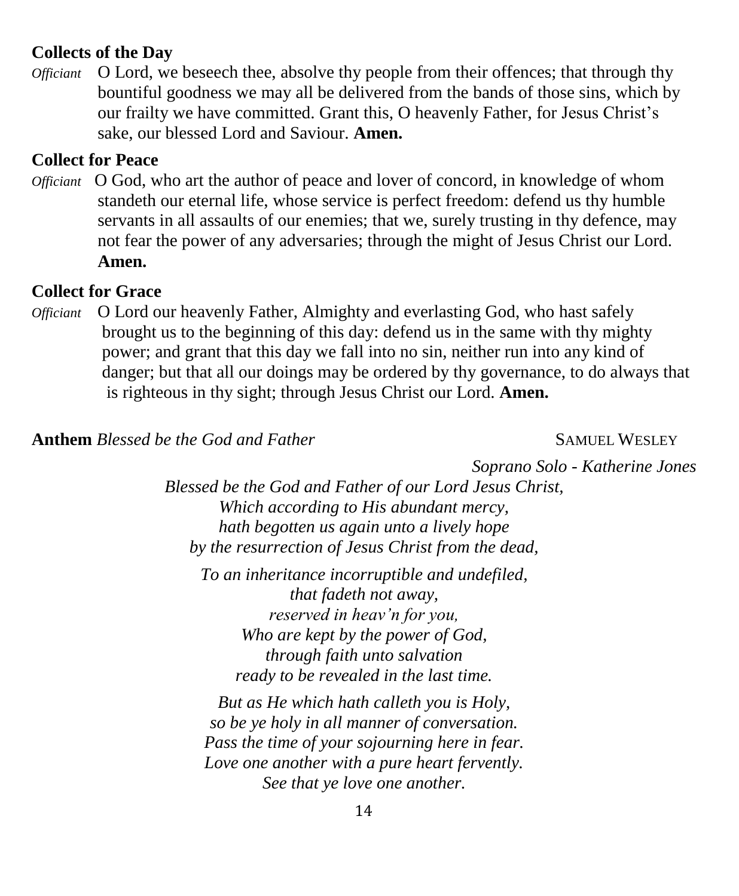**Collects of the Day**

*Officiant* O Lord, we beseech thee, absolve thy people from their offences; that through thy bountiful goodness we may all be delivered from the bands of those sins, which by our frailty we have committed. Grant this, O heavenly Father, for Jesus Christ's sake, our blessed Lord and Saviour. **Amen.**

**Collect for Peace**

*Officiant* O God, who art the author of peace and lover of concord, in knowledge of whom standeth our eternal life, whose service is perfect freedom: defend us thy humble servants in all assaults of our enemies; that we, surely trusting in thy defence, may not fear the power of any adversaries; through the might of Jesus Christ our Lord. **Amen.**

**Collect for Grace**

*Officiant* O Lord our heavenly Father, Almighty and everlasting God, who hast safely brought us to the beginning of this day: defend us in the same with thy mighty power; and grant that this day we fall into no sin, neither run into any kind of danger; but that all our doings may be ordered by thy governance, to do always that is righteous in thy sight; through Jesus Christ our Lord. **Amen.**

**Anthem** *Blessed be the God and Father* SAMUEL WESLEY

*Soprano Solo - Katherine Jones*

*Blessed be the God and Father of our Lord Jesus Christ,*
*Which according to His abundant mercy,*
*hath begotten us again unto a lively hope*
*by the resurrection of Jesus Christ from the dead,*

*To an inheritance incorruptible and undefiled,*
*that fadeth not away,*
*reserved in heav'n for you,*
*Who are kept by the power of God,*
*through faith unto salvation*
*ready to be revealed in the last time.*

*But as He which hath calleth you is Holy,*
*so be ye holy in all manner of conversation.*
*Pass the time of your sojourning here in fear.*
*Love one another with a pure heart fervently.*
*See that ye love one another.*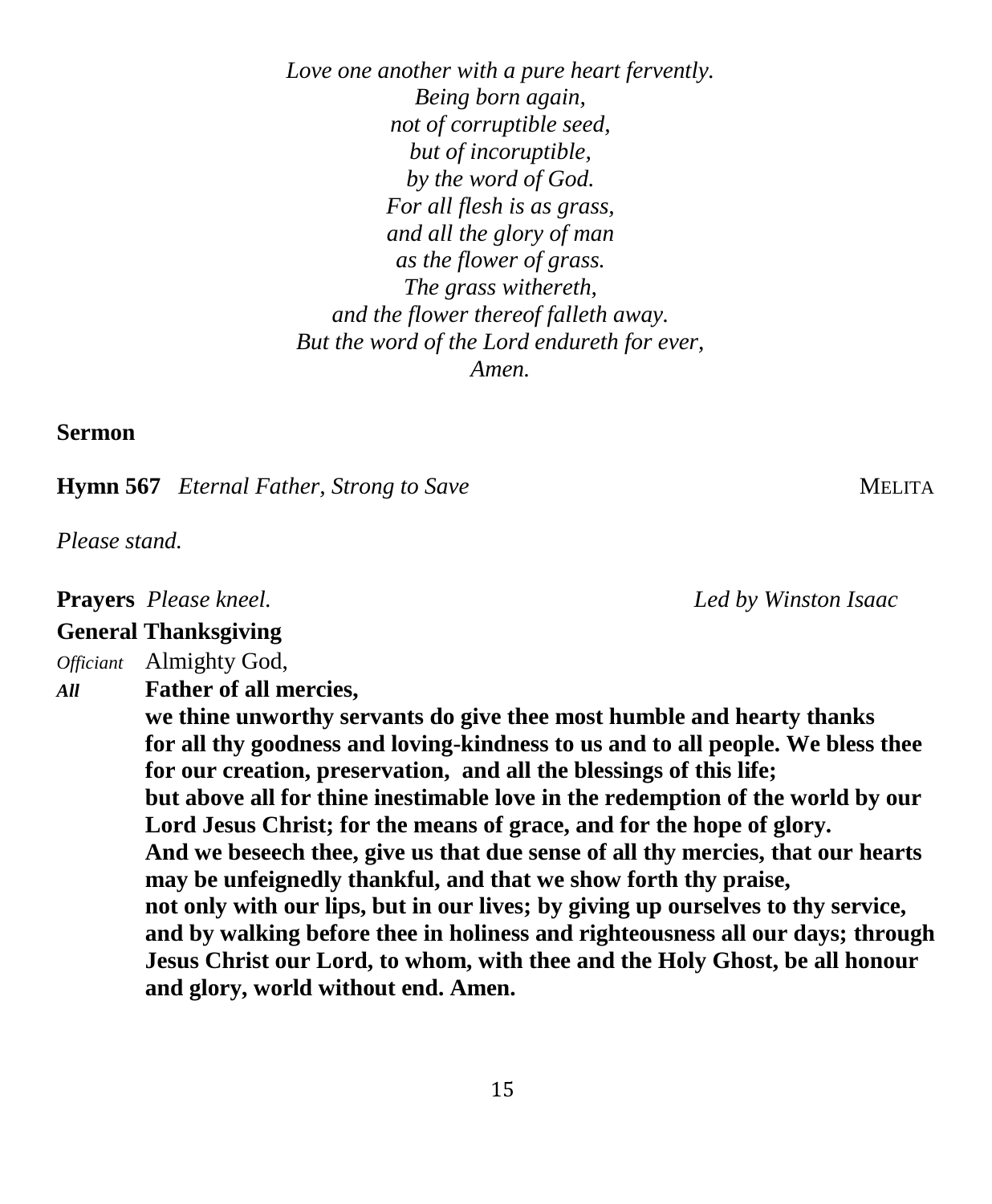*Love one another with a pure heart fervently.*
*Being born again,*
*not of corruptible seed,*
*but of incoruptible,*
*by the word of God.*
*For all flesh is as grass,*
*and all the glory of man*
*as the flower of grass.*
*The grass withereth,*
*and the flower thereof falleth away.*
*But the word of the Lord endureth for ever,*
*Amen.*

**Sermon**

**Hymn 567** *Eternal Father, Strong to Save* MELITA

*Please stand.*

**Prayers** *Please kneel.* *Led by Winston Isaac*

**General Thanksgiving**

*Officiant* Almighty God,

***All*** **Father of all mercies,**
**we thine unworthy servants do give thee most humble and hearty thanks for all thy goodness and loving-kindness to us and to all people. We bless thee for our creation, preservation, and all the blessings of this life; but above all for thine inestimable love in the redemption of the world by our Lord Jesus Christ; for the means of grace, and for the hope of glory. And we beseech thee, give us that due sense of all thy mercies, that our hearts may be unfeignedly thankful, and that we show forth thy praise, not only with our lips, but in our lives; by giving up ourselves to thy service, and by walking before thee in holiness and righteousness all our days; through Jesus Christ our Lord, to whom, with thee and the Holy Ghost, be all honour and glory, world without end. Amen.**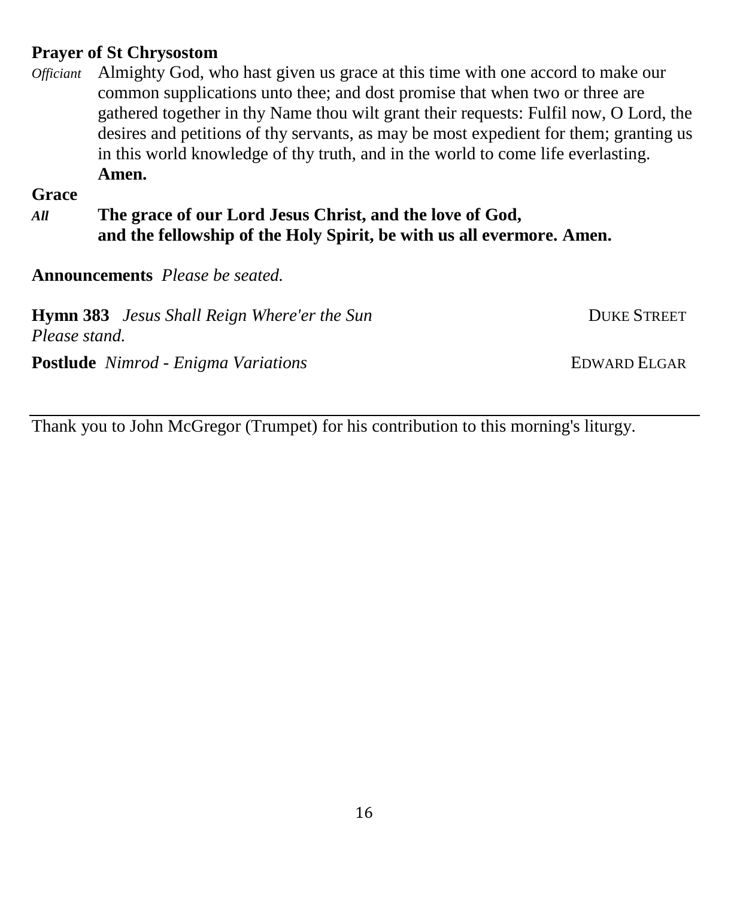**Prayer of St Chrysostom**

*Officiant* Almighty God, who hast given us grace at this time with one accord to make our common supplications unto thee; and dost promise that when two or three are gathered together in thy Name thou wilt grant their requests: Fulfil now, O Lord, the desires and petitions of thy servants, as may be most expedient for them; granting us in this world knowledge of thy truth, and in the world to come life everlasting. **Amen.**

**Grace**

***All*** **The grace of our Lord Jesus Christ, and the love of God, and the fellowship of the Holy Spirit, be with us all evermore. Amen.**

**Announcements** *Please be seated.*

**Hymn 383** *Jesus Shall Reign Where'er the Sun* DUKE STREET

*Please stand.*

**Postlude** *Nimrod - Enigma Variations* EDWARD ELGAR

---

Thank you to John McGregor (Trumpet) for his contribution to this morning's liturgy.